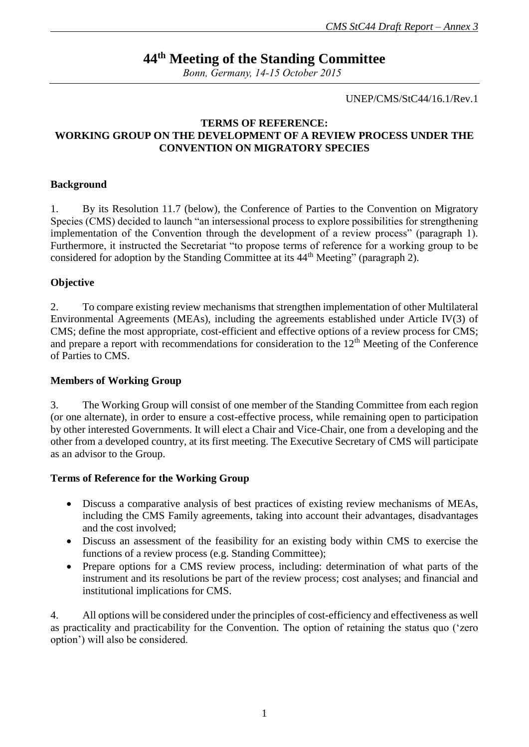# 44th Meeting of the Standing Committee

*Bonn, Germany, 14-15 October 2015*

UNEP/CMS/StC44/16.1/Rev.1

**TERMS OF REFERENCE:**
**WORKING GROUP ON THE DEVELOPMENT OF A REVIEW PROCESS UNDER THE CONVENTION ON MIGRATORY SPECIES**

## Background

1. By its Resolution 11.7 (below), the Conference of Parties to the Convention on Migratory Species (CMS) decided to launch "an intersessional process to explore possibilities for strengthening implementation of the Convention through the development of a review process" (paragraph 1). Furthermore, it instructed the Secretariat "to propose terms of reference for a working group to be considered for adoption by the Standing Committee at its 44th Meeting" (paragraph 2).

## Objective

2. To compare existing review mechanisms that strengthen implementation of other Multilateral Environmental Agreements (MEAs), including the agreements established under Article IV(3) of CMS; define the most appropriate, cost-efficient and effective options of a review process for CMS; and prepare a report with recommendations for consideration to the 12th Meeting of the Conference of Parties to CMS.

## Members of Working Group

3. The Working Group will consist of one member of the Standing Committee from each region (or one alternate), in order to ensure a cost-effective process, while remaining open to participation by other interested Governments. It will elect a Chair and Vice-Chair, one from a developing and the other from a developed country, at its first meeting. The Executive Secretary of CMS will participate as an advisor to the Group.

## Terms of Reference for the Working Group

- Discuss a comparative analysis of best practices of existing review mechanisms of MEAs, including the CMS Family agreements, taking into account their advantages, disadvantages and the cost involved;
- Discuss an assessment of the feasibility for an existing body within CMS to exercise the functions of a review process (e.g. Standing Committee);
- Prepare options for a CMS review process, including: determination of what parts of the instrument and its resolutions be part of the review process; cost analyses; and financial and institutional implications for CMS.

4. All options will be considered under the principles of cost-efficiency and effectiveness as well as practicality and practicability for the Convention. The option of retaining the status quo ('zero option') will also be considered.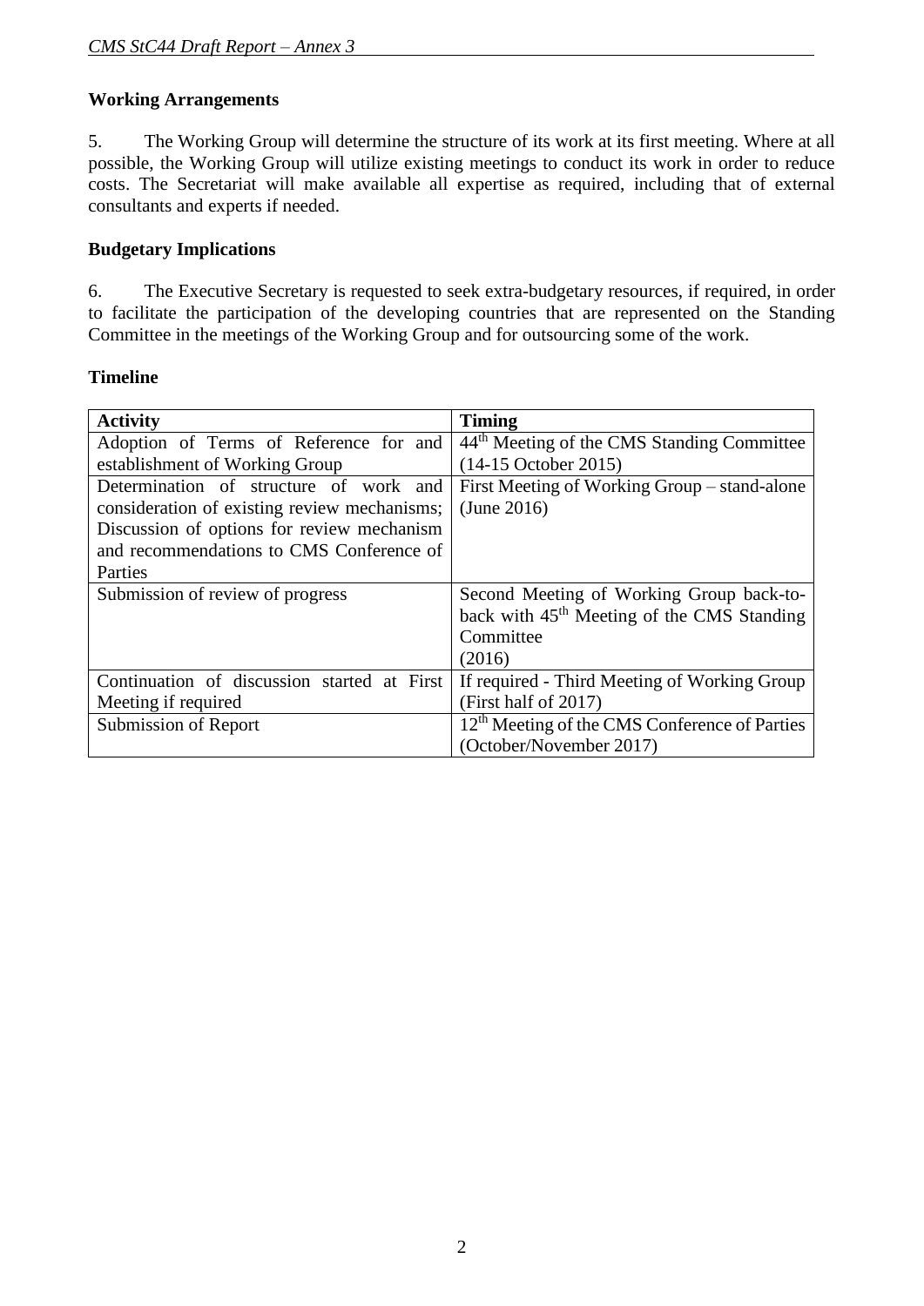**Working Arrangements**

5. The Working Group will determine the structure of its work at its first meeting. Where at all possible, the Working Group will utilize existing meetings to conduct its work in order to reduce costs. The Secretariat will make available all expertise as required, including that of external consultants and experts if needed.

**Budgetary Implications**

6. The Executive Secretary is requested to seek extra-budgetary resources, if required, in order to facilitate the participation of the developing countries that are represented on the Standing Committee in the meetings of the Working Group and for outsourcing some of the work.

**Timeline**

| **Activity** | **Timing** |
|---|---|
| Adoption of Terms of Reference for and establishment of Working Group | 44th Meeting of the CMS Standing Committee (14-15 October 2015) |
| Determination of structure of work and consideration of existing review mechanisms; Discussion of options for review mechanism and recommendations to CMS Conference of Parties | First Meeting of Working Group – stand-alone (June 2016) |
| Submission of review of progress | Second Meeting of Working Group back-to-back with 45th Meeting of the CMS Standing Committee (2016) |
| Continuation of discussion started at First Meeting if required | If required - Third Meeting of Working Group (First half of 2017) |
| Submission of Report | 12th Meeting of the CMS Conference of Parties (October/November 2017) |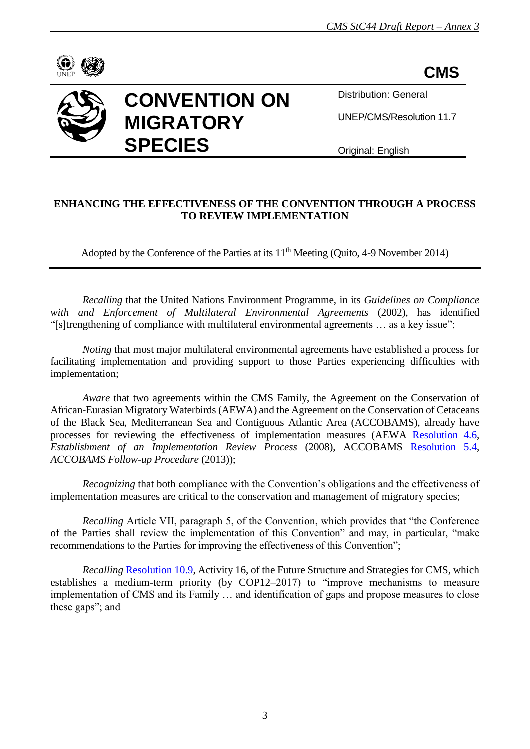**CMS**

# CONVENTION ON MIGRATORY SPECIES

Distribution: General

UNEP/CMS/Resolution 11.7

Original: English

## ENHANCING THE EFFECTIVENESS OF THE CONVENTION THROUGH A PROCESS TO REVIEW IMPLEMENTATION

Adopted by the Conference of the Parties at its 11th Meeting (Quito, 4-9 November 2014)

---

*Recalling* that the United Nations Environment Programme, in its *Guidelines on Compliance with and Enforcement of Multilateral Environmental Agreements* (2002), has identified "[s]trengthening of compliance with multilateral environmental agreements … as a key issue";

*Noting* that most major multilateral environmental agreements have established a process for facilitating implementation and providing support to those Parties experiencing difficulties with implementation;

*Aware* that two agreements within the CMS Family, the Agreement on the Conservation of African-Eurasian Migratory Waterbirds (AEWA) and the Agreement on the Conservation of Cetaceans of the Black Sea, Mediterranean Sea and Contiguous Atlantic Area (ACCOBAMS), already have processes for reviewing the effectiveness of implementation measures (AEWA Resolution 4.6, *Establishment of an Implementation Review Process* (2008), ACCOBAMS Resolution 5.4, *ACCOBAMS Follow-up Procedure* (2013));

*Recognizing* that both compliance with the Convention's obligations and the effectiveness of implementation measures are critical to the conservation and management of migratory species;

*Recalling* Article VII, paragraph 5, of the Convention, which provides that "the Conference of the Parties shall review the implementation of this Convention" and may, in particular, "make recommendations to the Parties for improving the effectiveness of this Convention";

*Recalling* Resolution 10.9, Activity 16, of the Future Structure and Strategies for CMS, which establishes a medium-term priority (by COP12–2017) to "improve mechanisms to measure implementation of CMS and its Family … and identification of gaps and propose measures to close these gaps"; and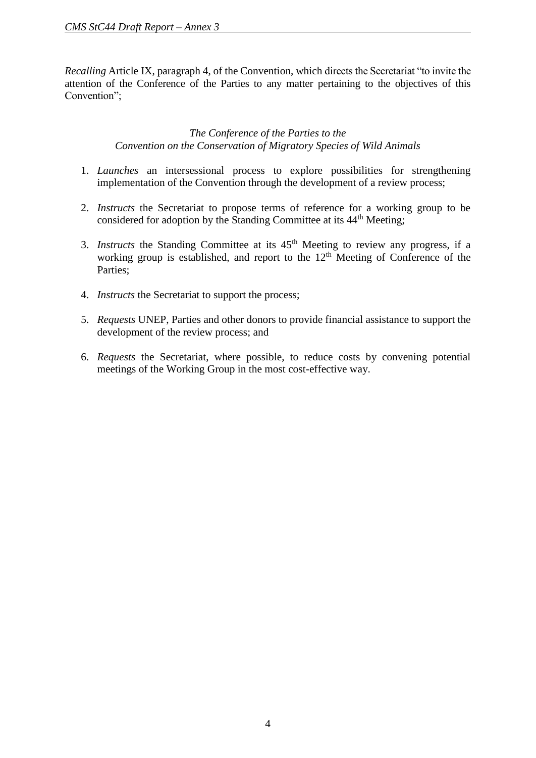*Recalling* Article IX, paragraph 4, of the Convention, which directs the Secretariat "to invite the attention of the Conference of the Parties to any matter pertaining to the objectives of this Convention";

*The Conference of the Parties to the Convention on the Conservation of Migratory Species of Wild Animals*

1. *Launches* an intersessional process to explore possibilities for strengthening implementation of the Convention through the development of a review process;

2. *Instructs* the Secretariat to propose terms of reference for a working group to be considered for adoption by the Standing Committee at its 44th Meeting;

3. *Instructs* the Standing Committee at its 45th Meeting to review any progress, if a working group is established, and report to the 12th Meeting of Conference of the Parties;

4. *Instructs* the Secretariat to support the process;

5. *Requests* UNEP, Parties and other donors to provide financial assistance to support the development of the review process; and

6. *Requests* the Secretariat, where possible, to reduce costs by convening potential meetings of the Working Group in the most cost-effective way.